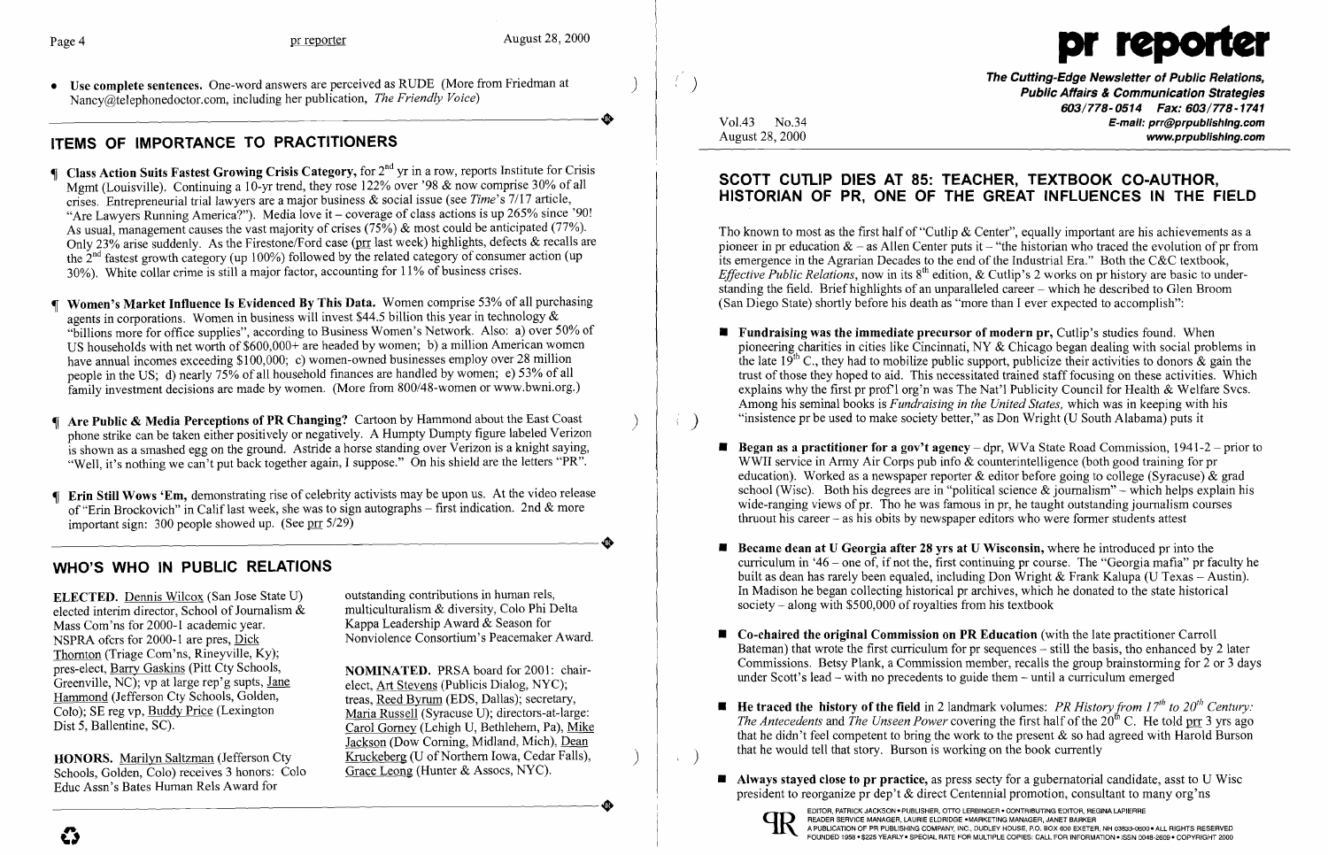- **Use complete sentences.** One-word answers are perceived as RUDE (More from Friedman at Nancy@telephonedoctor.com, including her publication, *The Friendly Voice*)

## ITEMS OF IMPORTANCE TO PRACTITIONERS

¶ **Class Action Suits Fastest Growing Crisis Category,** for 2nd yr in a row, reports Institute for Crisis Mgmt (Louisville). Continuing a 10-yr trend, they rose 122% over '98 & now comprise 30% of all crises. Entrepreneurial trial lawyers are a major business & social issue (see *Time*'s 7/17 article, "Are Lawyers Running America?"). Media love it – coverage of class actions is up 265% since '90! As usual, management causes the vast majority of crises (75%) & most could be anticipated (77%). Only 23% arise suddenly. As the Firestone/Ford case (prr last week) highlights, defects & recalls are the 2nd fastest growth category (up 100%) followed by the related category of consumer action (up 30%). White collar crime is still a major factor, accounting for 11% of business crises.

¶ **Women's Market Influence Is Evidenced By This Data.** Women comprise 53% of all purchasing agents in corporations. Women in business will invest $44.5 billion this year in technology & "billions more for office supplies", according to Business Women's Network. Also: a) over 50% of US households with net worth of $600,000+ are headed by women; b) a million American women have annual incomes exceeding $100,000; c) women-owned businesses employ over 28 million people in the US; d) nearly 75% of all household finances are handled by women; e) 53% of all family investment decisions are made by women. (More from 800/48-women or www.bwni.org.)

¶ **Are Public & Media Perceptions of PR Changing?** Cartoon by Hammond about the East Coast phone strike can be taken either positively or negatively. A Humpty Dumpty figure labeled Verizon is shown as a smashed egg on the ground. Astride a horse standing over Verizon is a knight saying, "Well, it's nothing we can't put back together again, I suppose." On his shield are the letters "PR".

¶ **Erin Still Wows 'Em,** demonstrating rise of celebrity activists may be upon us. At the video release of "Erin Brockovich" in Calif last week, she was to sign autographs – first indication. 2nd & more important sign: 300 people showed up. (See prr 5/29)

## WHO'S WHO IN PUBLIC RELATIONS

**ELECTED.** Dennis Wilcox (San Jose State U) elected interim director, School of Journalism & Mass Com'ns for 2000-1 academic year. NSPRA ofcrs for 2000-1 are pres, Dick Thornton (Triage Com'ns, Rineyville, Ky); pres-elect, Barry Gaskins (Pitt Cty Schools, Greenville, NC); vp at large rep'g supts, Jane Hammond (Jefferson Cty Schools, Golden, Colo); SE reg vp, Buddy Price (Lexington Dist 5, Ballentine, SC).

**HONORS.** Marilyn Saltzman (Jefferson Cty Schools, Golden, Colo) receives 3 honors: Colo Educ Assn's Bates Human Rels Award for outstanding contributions in human rels, multiculturalism & diversity, Colo Phi Delta Kappa Leadership Award & Season for Nonviolence Consortium's Peacemaker Award.

**NOMINATED.** PRSA board for 2001: chair-elect, Art Stevens (Publicis Dialog, NYC); treas, Reed Byrum (EDS, Dallas); secretary, Maria Russell (Syracuse U); directors-at-large: Carol Gorney (Lehigh U, Bethlehem, Pa), Mike Jackson (Dow Corning, Midland, Mich), Dean Kruckeberg (U of Northern Iowa, Cedar Falls), Grace Leong (Hunter & Assocs, NYC).

# pr reporter

**The Cutting-Edge Newsletter of Public Relations, Public Affairs & Communication Strategies**
603/778-0514 Fax: 603/778-1741
E-mail: prr@prpublishing.com
www.prpublishing.com

Vol.43 No.34
August 28, 2000

## SCOTT CUTLIP DIES AT 85: TEACHER, TEXTBOOK CO-AUTHOR, HISTORIAN OF PR, ONE OF THE GREAT INFLUENCES IN THE FIELD

Tho known to most as the first half of "Cutlip & Center", equally important are his achievements as a pioneer in pr education & – as Allen Center puts it – "the historian who traced the evolution of pr from its emergence in the Agrarian Decades to the end of the Industrial Era." Both the C&C textbook, *Effective Public Relations*, now in its 8th edition, & Cutlip's 2 works on pr history are basic to understanding the field. Brief highlights of an unparalleled career – which he described to Glen Broom (San Diego State) shortly before his death as "more than I ever expected to accomplish":

- **Fundraising was the immediate precursor of modern pr,** Cutlip's studies found. When pioneering charities in cities like Cincinnati, NY & Chicago began dealing with social problems in the late 19th C., they had to mobilize public support, publicize their activities to donors & gain the trust of those they hoped to aid. This necessitated trained staff focusing on these activities. Which explains why the first pr prof'l org'n was The Nat'l Publicity Council for Health & Welfare Svcs. Among his seminal books is *Fundraising in the United States,* which was in keeping with his "insistence pr be used to make society better," as Don Wright (U South Alabama) puts it

- **Began as a practitioner for a gov't agency** – dpr, WVa State Road Commission, 1941-2 – prior to WWII service in Army Air Corps pub info & counterintelligence (both good training for pr education). Worked as a newspaper reporter & editor before going to college (Syracuse) & grad school (Wisc). Both his degrees are in "political science & journalism" – which helps explain his wide-ranging views of pr. Tho he was famous in pr, he taught outstanding journalism courses thruout his career – as his obits by newspaper editors who were former students attest

- **Became dean at U Georgia after 28 yrs at U Wisconsin,** where he introduced pr into the curriculum in '46 – one of, if not the, first continuing pr course. The "Georgia mafia" pr faculty he built as dean has rarely been equaled, including Don Wright & Frank Kalupa (U Texas – Austin). In Madison he began collecting historical pr archives, which he donated to the state historical society – along with $500,000 of royalties from his textbook

- **Co-chaired the original Commission on PR Education** (with the late practitioner Carroll Bateman) that wrote the first curriculum for pr sequences – still the basis, tho enhanced by 2 later Commissions. Betsy Plank, a Commission member, recalls the group brainstorming for 2 or 3 days under Scott's lead – with no precedents to guide them – until a curriculum emerged

- **He traced the history of the field** in 2 landmark volumes: *PR History from 17th to 20th Century: The Antecedents* and *The Unseen Power* covering the first half of the 20th C. He told prr 3 yrs ago that he didn't feel competent to bring the work to the present & so had agreed with Harold Burson that he would tell that story. Burson is working on the book currently

- **Always stayed close to pr practice,** as press secty for a gubernatorial candidate, asst to U Wisc president to reorganize pr dep't & direct Centennial promotion, consultant to many org'ns

EDITOR, PATRICK JACKSON • PUBLISHER, OTTO LERBINGER • CONTRIBUTING EDITOR, REGINA LAPIERRE
READER SERVICE MANAGER, LAURIE ELDRIDGE • MARKETING MANAGER, JANET BARKER
A PUBLICATION OF PR PUBLISHING COMPANY, INC., DUDLEY HOUSE, P.O. BOX 600 EXETER, NH 03833-0600 • ALL RIGHTS RESERVED
FOUNDED 1958 • $225 YEARLY • SPECIAL RATE FOR MULTIPLE COPIES: CALL FOR INFORMATION • ISSN 0048-2609 • COPYRIGHT 2000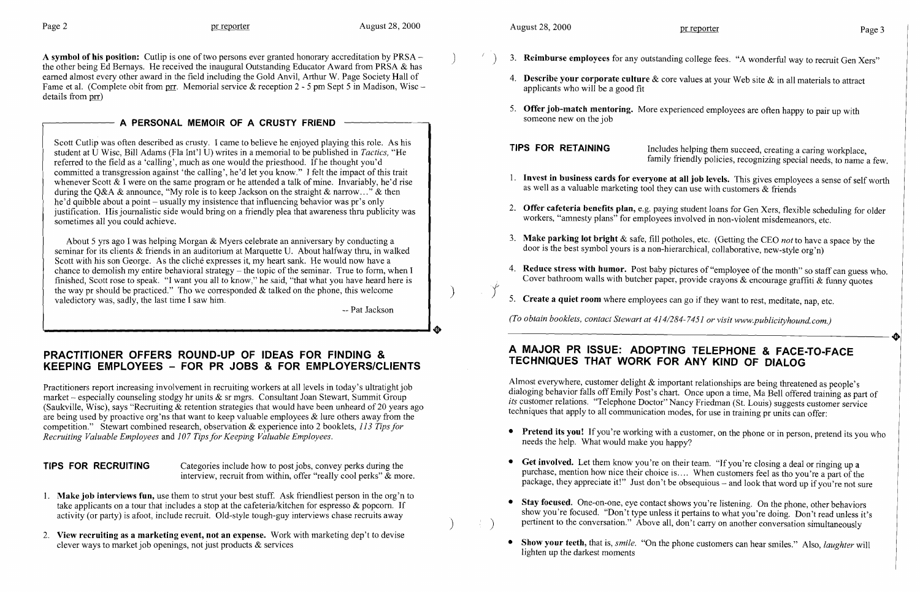**A symbol of his position:** Cutlip is one of two persons ever granted honorary accreditation by PRSA – the other being Ed Bernays. He received the inaugural Outstanding Educator Award from PRSA & has earned almost every other award in the field including the Gold Anvil, Arthur W. Page Society Hall of Fame et al. (Complete obit from prr. Memorial service & reception 2 - 5 pm Sept 5 in Madison, Wisc – details from prr)

### A PERSONAL MEMOIR OF A CRUSTY FRIEND

Scott Cutlip was often described as crusty. I came to believe he enjoyed playing this role. As his student at U Wisc, Bill Adams (Fla Int'l U) writes in a memorial to be published in *Tactics*, "He referred to the field as a 'calling', much as one would the priesthood. If he thought you'd committed a transgression against 'the calling', he'd let you know." I felt the impact of this trait whenever Scott & I were on the same program or he attended a talk of mine. Invariably, he'd rise during the Q&A & announce, "My role is to keep Jackson on the straight & narrow…" & then he'd quibble about a point – usually my insistence that influencing behavior was pr's only justification. His journalistic side would bring on a friendly plea that awareness thru publicity was sometimes all you could achieve.

About 5 yrs ago I was helping Morgan & Myers celebrate an anniversary by conducting a seminar for its clients & friends in an auditorium at Marquette U. About halfway thru, in walked Scott with his son George. As the cliché expresses it, my heart sank. He would now have a chance to demolish my entire behavioral strategy – the topic of the seminar. True to form, when I finished, Scott rose to speak. "I want you all to know," he said, "that what you have heard here is the way pr should be practiced." Tho we corresponded & talked on the phone, this welcome valedictory was, sadly, the last time I saw him.

-- Pat Jackson

## PRACTITIONER OFFERS ROUND-UP OF IDEAS FOR FINDING & KEEPING EMPLOYEES – FOR PR JOBS & FOR EMPLOYERS/CLIENTS

Practitioners report increasing involvement in recruiting workers at all levels in today's ultratight job market – especially counseling stodgy hr units & sr mgrs. Consultant Joan Stewart, Summit Group (Saukville, Wisc), says "Recruiting & retention strategies that would have been unheard of 20 years ago are being used by proactive org'ns that want to keep valuable employees & lure others away from the competition." Stewart combined research, observation & experience into 2 booklets, *113 Tips for Recruiting Valuable Employees* and *107 Tips for Keeping Valuable Employees*.

**TIPS FOR RECRUITING** Categories include how to post jobs, convey perks during the interview, recruit from within, offer "really cool perks" & more.

1. **Make job interviews fun,** use them to strut your best stuff. Ask friendliest person in the org'n to take applicants on a tour that includes a stop at the cafeteria/kitchen for espresso & popcorn. If activity (or party) is afoot, include recruit. Old-style tough-guy interviews chase recruits away
2. **View recruiting as a marketing event, not an expense.** Work with marketing dep't to devise clever ways to market job openings, not just products & services
3. **Reimburse employees** for any outstanding college fees. "A wonderful way to recruit Gen Xers"
4. **Describe your corporate culture** & core values at your Web site & in all materials to attract applicants who will be a good fit
5. **Offer job-match mentoring.** More experienced employees are often happy to pair up with someone new on the job

**TIPS FOR RETAINING** Includes helping them succeed, creating a caring workplace, family friendly policies, recognizing special needs, to name a few.

1. **Invest in business cards for everyone at all job levels.** This gives employees a sense of self worth as well as a valuable marketing tool they can use with customers & friends
2. **Offer cafeteria benefits plan,** e.g. paying student loans for Gen Xers, flexible scheduling for older workers, "amnesty plans" for employees involved in non-violent misdemeanors, etc.
3. **Make parking lot bright** & safe, fill potholes, etc. (Getting the CEO *not* to have a space by the door is the best symbol yours is a non-hierarchical, collaborative, new-style org'n)
4. **Reduce stress with humor.** Post baby pictures of "employee of the month" so staff can guess who. Cover bathroom walls with butcher paper, provide crayons & encourage graffiti & funny quotes
5. **Create a quiet room** where employees can go if they want to rest, meditate, nap, etc.

*(To obtain booklets, contact Stewart at 414/284-7451 or visit www.publicityhound.com.)*

## A MAJOR PR ISSUE: ADOPTING TELEPHONE & FACE-TO-FACE TECHNIQUES THAT WORK FOR ANY KIND OF DIALOG

Almost everywhere, customer delight & important relationships are being threatened as people's dialoging behavior falls off Emily Post's chart. Once upon a time, Ma Bell offered training as part of *its* customer relations. "Telephone Doctor" Nancy Friedman (St. Louis) suggests customer service techniques that apply to all communication modes, for use in training pr units can offer:

- **Pretend its you!** If you're working with a customer, on the phone or in person, pretend its you who needs the help. What would make you happy?
- **Get involved.** Let them know you're on their team. "If you're closing a deal or ringing up a purchase, mention how nice their choice is…. When customers feel as tho you're a part of the package, they appreciate it!" Just don't be obsequious – and look that word up if you're not sure
- **Stay focused.** One-on-one, eye contact shows you're listening. On the phone, other behaviors show you're focused. "Don't type unless it pertains to what you're doing. Don't read unless it's pertinent to the conversation." Above all, don't carry on another conversation simultaneously
- **Show your teeth,** that is, *smile*. "On the phone customers can hear smiles." Also, *laughter* will lighten up the darkest moments